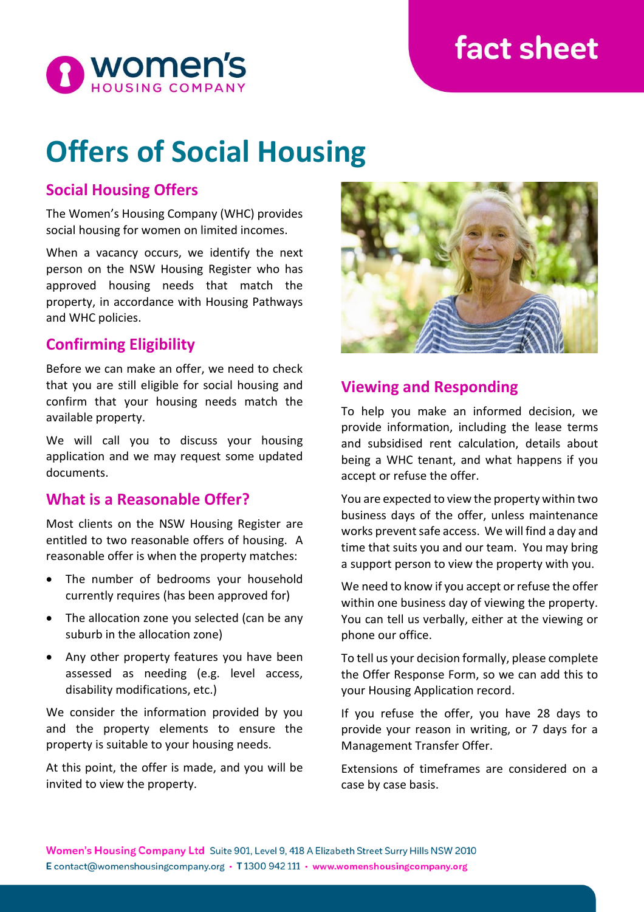women's HOUSING COMPANY

fact sheet

# Offers of Social Housing

## Social Housing Offers

The Women's Housing Company (WHC) provides social housing for women on limited incomes.

When a vacancy occurs, we identify the next person on the NSW Housing Register who has approved housing needs that match the property, in accordance with Housing Pathways and WHC policies.

## Confirming Eligibility

Before we can make an offer, we need to check that you are still eligible for social housing and confirm that your housing needs match the available property.

We will call you to discuss your housing application and we may request some updated documents.

## What is a Reasonable Offer?

Most clients on the NSW Housing Register are entitled to two reasonable offers of housing. A reasonable offer is when the property matches:

- The number of bedrooms your household currently requires (has been approved for)
- The allocation zone you selected (can be any suburb in the allocation zone)
- Any other property features you have been assessed as needing (e.g. level access, disability modifications, etc.)

We consider the information provided by you and the property elements to ensure the property is suitable to your housing needs.

At this point, the offer is made, and you will be invited to view the property.

## Viewing and Responding

To help you make an informed decision, we provide information, including the lease terms and subsidised rent calculation, details about being a WHC tenant, and what happens if you accept or refuse the offer.

You are expected to view the property within two business days of the offer, unless maintenance works prevent safe access. We will find a day and time that suits you and our team. You may bring a support person to view the property with you.

We need to know if you accept or refuse the offer within one business day of viewing the property. You can tell us verbally, either at the viewing or phone our office.

To tell us your decision formally, please complete the Offer Response Form, so we can add this to your Housing Application record.

If you refuse the offer, you have 28 days to provide your reason in writing, or 7 days for a Management Transfer Offer.

Extensions of timeframes are considered on a case by case basis.

**Women's Housing Company Ltd** Suite 901, Level 9, 418 A Elizabeth Street Surry Hills NSW 2010
E contact@womenshousingcompany.org • T 1300 942 111 • www.womenshousingcompany.org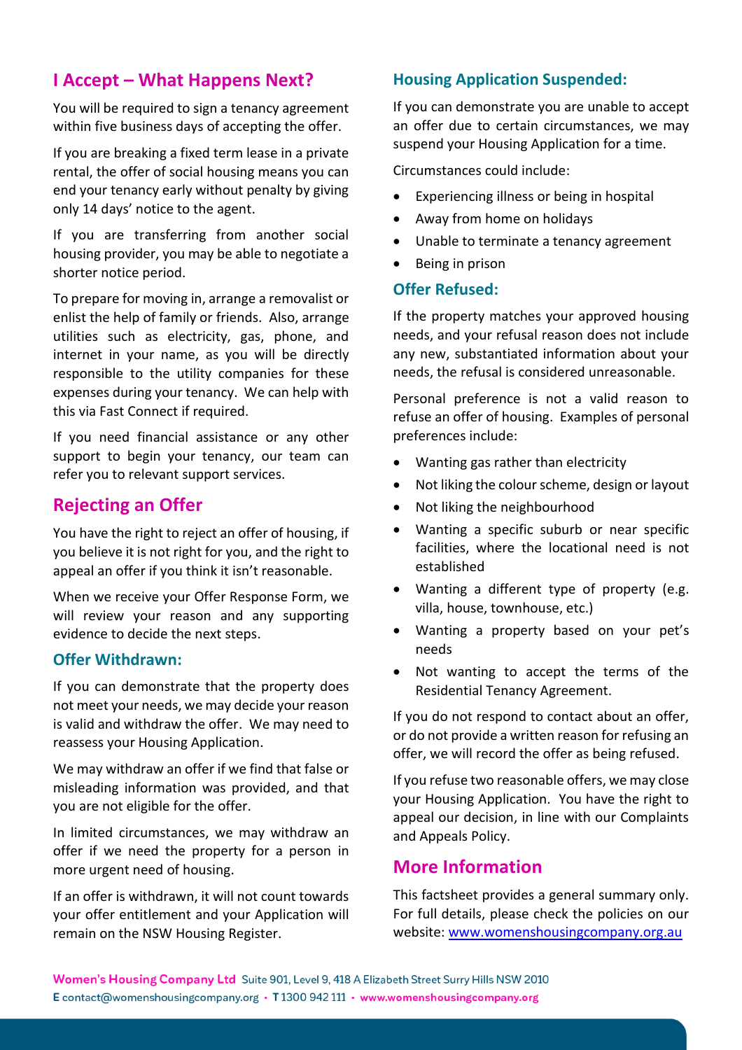## I Accept – What Happens Next?

You will be required to sign a tenancy agreement within five business days of accepting the offer.

If you are breaking a fixed term lease in a private rental, the offer of social housing means you can end your tenancy early without penalty by giving only 14 days' notice to the agent.

If you are transferring from another social housing provider, you may be able to negotiate a shorter notice period.

To prepare for moving in, arrange a removalist or enlist the help of family or friends. Also, arrange utilities such as electricity, gas, phone, and internet in your name, as you will be directly responsible to the utility companies for these expenses during your tenancy. We can help with this via Fast Connect if required.

If you need financial assistance or any other support to begin your tenancy, our team can refer you to relevant support services.

## Rejecting an Offer

You have the right to reject an offer of housing, if you believe it is not right for you, and the right to appeal an offer if you think it isn't reasonable.

When we receive your Offer Response Form, we will review your reason and any supporting evidence to decide the next steps.

### Offer Withdrawn:

If you can demonstrate that the property does not meet your needs, we may decide your reason is valid and withdraw the offer. We may need to reassess your Housing Application.

We may withdraw an offer if we find that false or misleading information was provided, and that you are not eligible for the offer.

In limited circumstances, we may withdraw an offer if we need the property for a person in more urgent need of housing.

If an offer is withdrawn, it will not count towards your offer entitlement and your Application will remain on the NSW Housing Register.

### Housing Application Suspended:

If you can demonstrate you are unable to accept an offer due to certain circumstances, we may suspend your Housing Application for a time.

Circumstances could include:

- Experiencing illness or being in hospital
- Away from home on holidays
- Unable to terminate a tenancy agreement
- Being in prison

### Offer Refused:

If the property matches your approved housing needs, and your refusal reason does not include any new, substantiated information about your needs, the refusal is considered unreasonable.

Personal preference is not a valid reason to refuse an offer of housing. Examples of personal preferences include:

- Wanting gas rather than electricity
- Not liking the colour scheme, design or layout
- Not liking the neighbourhood
- Wanting a specific suburb or near specific facilities, where the locational need is not established
- Wanting a different type of property (e.g. villa, house, townhouse, etc.)
- Wanting a property based on your pet's needs
- Not wanting to accept the terms of the Residential Tenancy Agreement.

If you do not respond to contact about an offer, or do not provide a written reason for refusing an offer, we will record the offer as being refused.

If you refuse two reasonable offers, we may close your Housing Application. You have the right to appeal our decision, in line with our Complaints and Appeals Policy.

## More Information

This factsheet provides a general summary only. For full details, please check the policies on our website: [www.womenshousingcompany.org.au](http://www.womenshousingcompany.org.au)

**Women's Housing Company Ltd** Suite 901, Level 9, 418 A Elizabeth Street Surry Hills NSW 2010
E contact@womenshousingcompany.org • T 1300 942 111 • www.womenshousingcompany.org